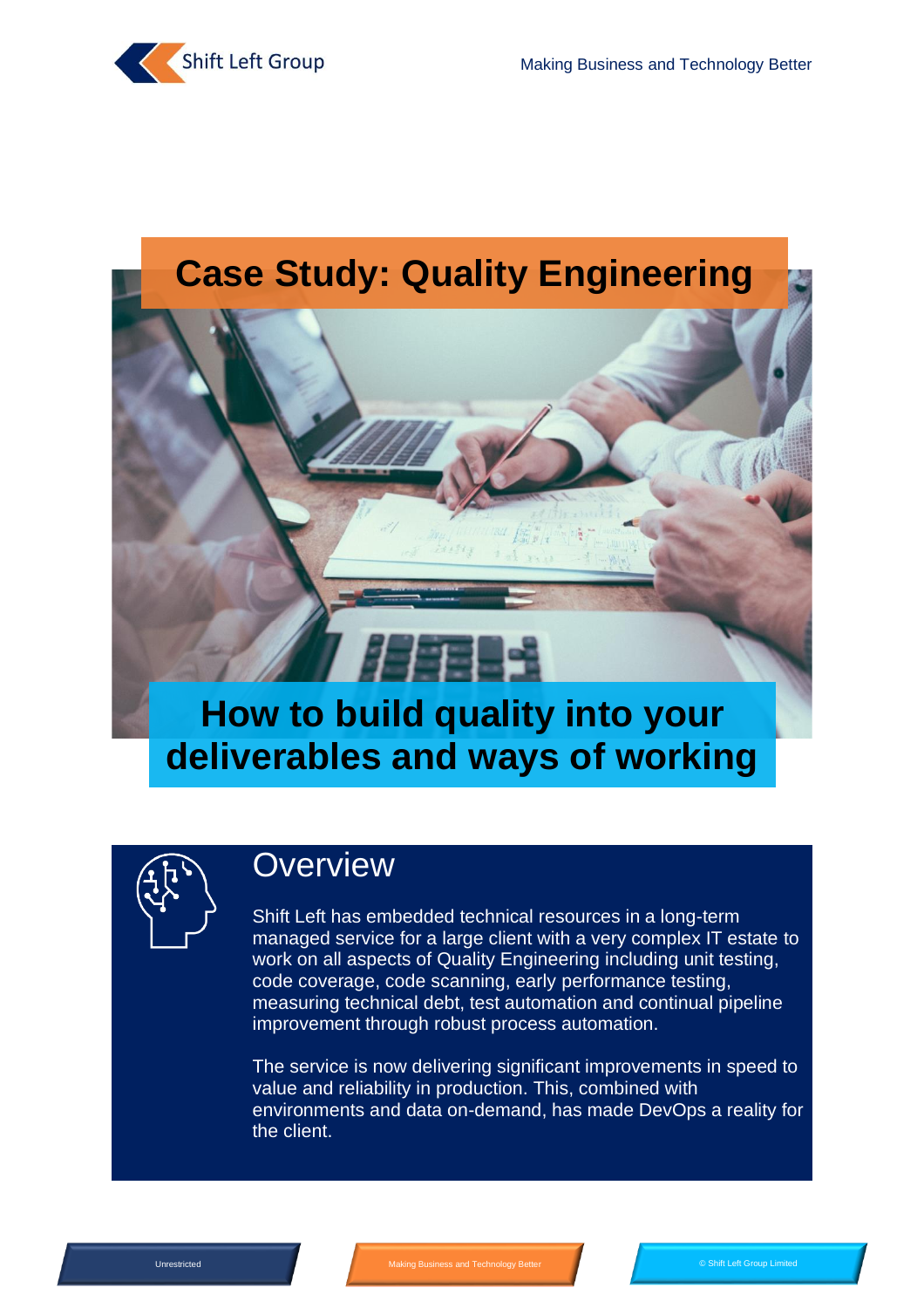# Case Study: Quality Engineering

## How to build quality into your deliverables and ways of working

## Overview

Shift Left has embedded technical resources in a long-term managed service for a large client with a very complex IT estate to work on all aspects of Quality Engineering including unit testing, code coverage, code scanning, early performance testing, measuring technical debt, test automation and continual pipeline improvement through robust process automation.

The service is now delivering significant improvements in speed to value and reliability in production. This, combined with environments and data on-demand, has made DevOps a reality for the client.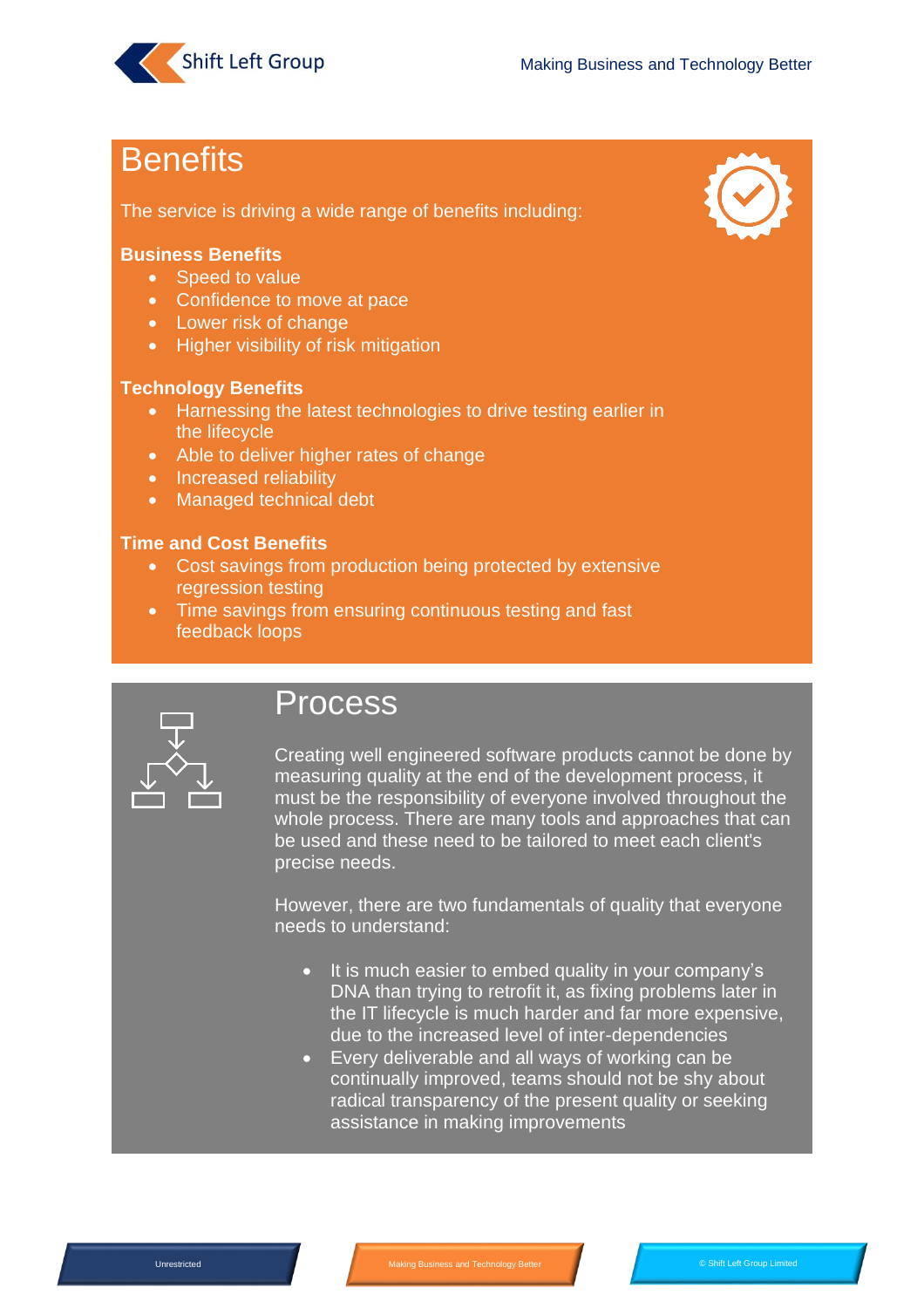# Benefits

The service is driving a wide range of benefits including:

**Business Benefits**

- Speed to value
- Confidence to move at pace
- Lower risk of change
- Higher visibility of risk mitigation

**Technology Benefits**

- Harnessing the latest technologies to drive testing earlier in the lifecycle
- Able to deliver higher rates of change
- Increased reliability
- Managed technical debt

**Time and Cost Benefits**

- Cost savings from production being protected by extensive regression testing
- Time savings from ensuring continuous testing and fast feedback loops

# Process

Creating well engineered software products cannot be done by measuring quality at the end of the development process, it must be the responsibility of everyone involved throughout the whole process. There are many tools and approaches that can be used and these need to be tailored to meet each client's precise needs.

However, there are two fundamentals of quality that everyone needs to understand:

- It is much easier to embed quality in your company's DNA than trying to retrofit it, as fixing problems later in the IT lifecycle is much harder and far more expensive, due to the increased level of inter-dependencies
- Every deliverable and all ways of working can be continually improved, teams should not be shy about radical transparency of the present quality or seeking assistance in making improvements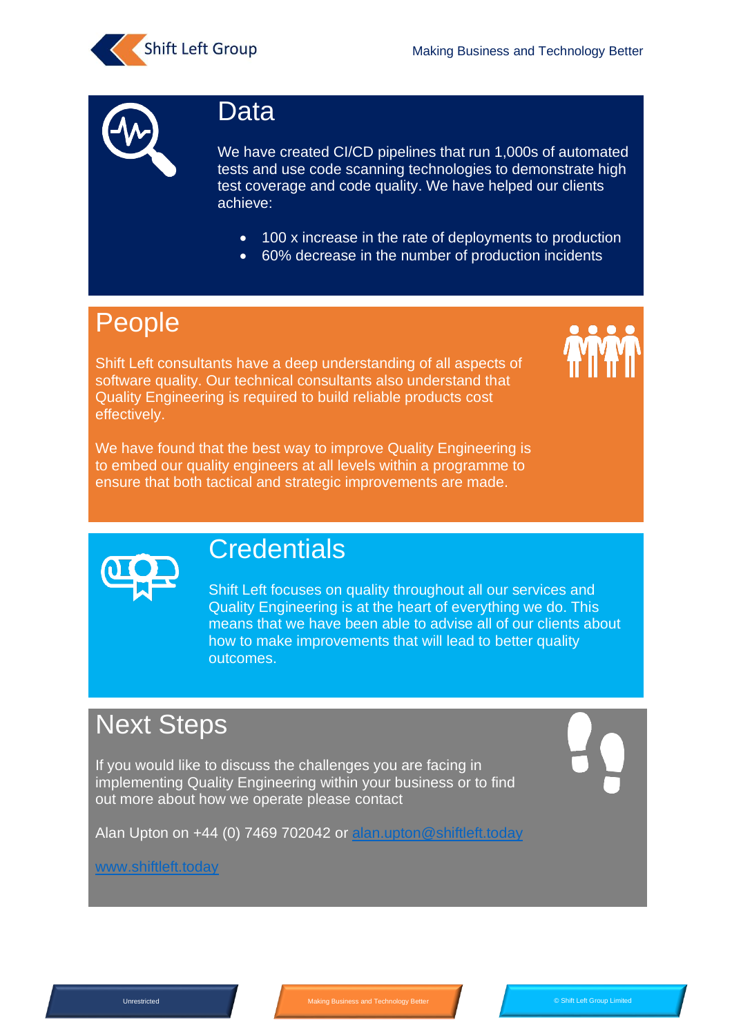## Data

We have created CI/CD pipelines that run 1,000s of automated tests and use code scanning technologies to demonstrate high test coverage and code quality. We have helped our clients achieve:

- 100 x increase in the rate of deployments to production
- 60% decrease in the number of production incidents

## People

Shift Left consultants have a deep understanding of all aspects of software quality. Our technical consultants also understand that Quality Engineering is required to build reliable products cost effectively.

We have found that the best way to improve Quality Engineering is to embed our quality engineers at all levels within a programme to ensure that both tactical and strategic improvements are made.

## Credentials

Shift Left focuses on quality throughout all our services and Quality Engineering is at the heart of everything we do. This means that we have been able to advise all of our clients about how to make improvements that will lead to better quality outcomes.

## Next Steps

If you would like to discuss the challenges you are facing in implementing Quality Engineering within your business or to find out more about how we operate please contact

Alan Upton on +44 (0) 7469 702042 or [alan.upton@shiftleft.today](mailto:alan.upton@shiftleft.today)

[www.shiftleft.today](http://www.shiftleft.today)